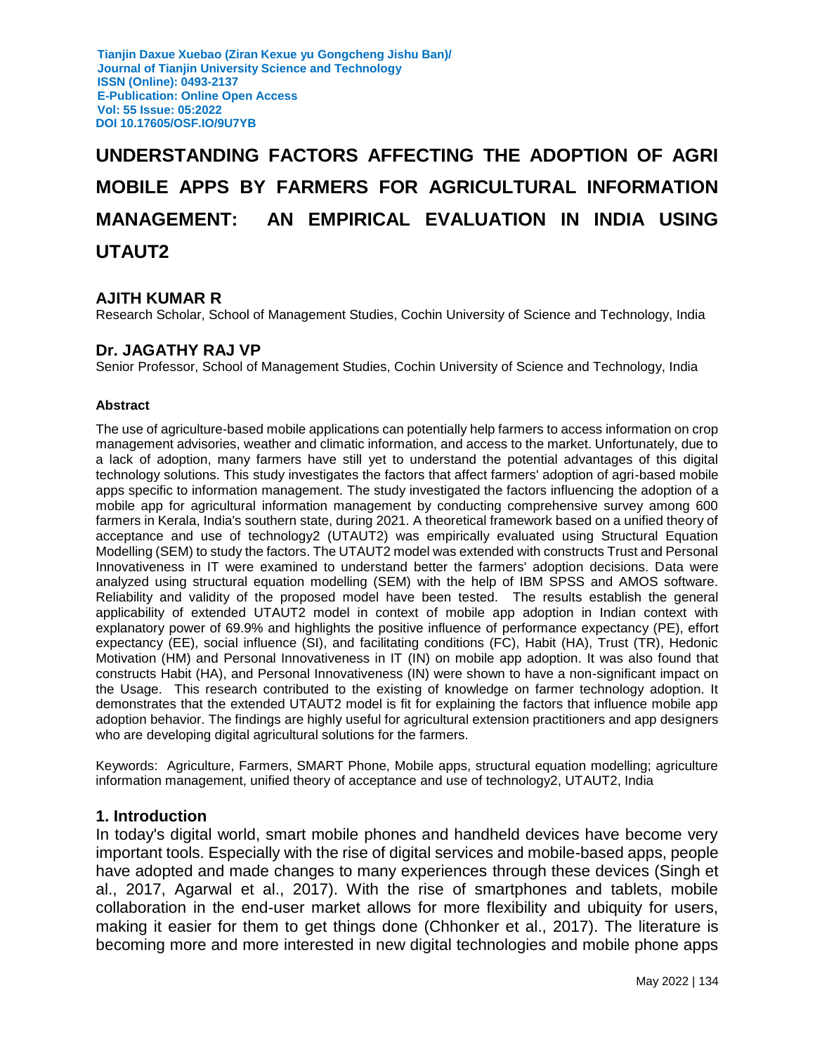# UNDERSTANDING FACTORS AFFECTING THE ADOPTION OF AGRI MOBILE APPS BY FARMERS FOR AGRICULTURAL INFORMATION MANAGEMENT: AN EMPIRICAL EVALUATION IN INDIA USING UTAUT2

### AJITH KUMAR R

Research Scholar, School of Management Studies, Cochin University of Science and Technology, India

### Dr. JAGATHY RAJ VP

Senior Professor, School of Management Studies, Cochin University of Science and Technology, India

#### Abstract

The use of agriculture-based mobile applications can potentially help farmers to access information on crop management advisories, weather and climatic information, and access to the market. Unfortunately, due to a lack of adoption, many farmers have still yet to understand the potential advantages of this digital technology solutions. This study investigates the factors that affect farmers' adoption of agri-based mobile apps specific to information management. The study investigated the factors influencing the adoption of a mobile app for agricultural information management by conducting comprehensive survey among 600 farmers in Kerala, India's southern state, during 2021. A theoretical framework based on a unified theory of acceptance and use of technology2 (UTAUT2) was empirically evaluated using Structural Equation Modelling (SEM) to study the factors. The UTAUT2 model was extended with constructs Trust and Personal Innovativeness in IT were examined to understand better the farmers' adoption decisions. Data were analyzed using structural equation modelling (SEM) with the help of IBM SPSS and AMOS software. Reliability and validity of the proposed model have been tested. The results establish the general applicability of extended UTAUT2 model in context of mobile app adoption in Indian context with explanatory power of 69.9% and highlights the positive influence of performance expectancy (PE), effort expectancy (EE), social influence (SI), and facilitating conditions (FC), Habit (HA), Trust (TR), Hedonic Motivation (HM) and Personal Innovativeness in IT (IN) on mobile app adoption. It was also found that constructs Habit (HA), and Personal Innovativeness (IN) were shown to have a non-significant impact on the Usage. This research contributed to the existing of knowledge on farmer technology adoption. It demonstrates that the extended UTAUT2 model is fit for explaining the factors that influence mobile app adoption behavior. The findings are highly useful for agricultural extension practitioners and app designers who are developing digital agricultural solutions for the farmers.

Keywords: Agriculture, Farmers, SMART Phone, Mobile apps, structural equation modelling; agriculture information management, unified theory of acceptance and use of technology2, UTAUT2, India

## 1. Introduction

In today's digital world, smart mobile phones and handheld devices have become very important tools. Especially with the rise of digital services and mobile-based apps, people have adopted and made changes to many experiences through these devices (Singh et al., 2017, Agarwal et al., 2017). With the rise of smartphones and tablets, mobile collaboration in the end-user market allows for more flexibility and ubiquity for users, making it easier for them to get things done (Chhonker et al., 2017). The literature is becoming more and more interested in new digital technologies and mobile phone apps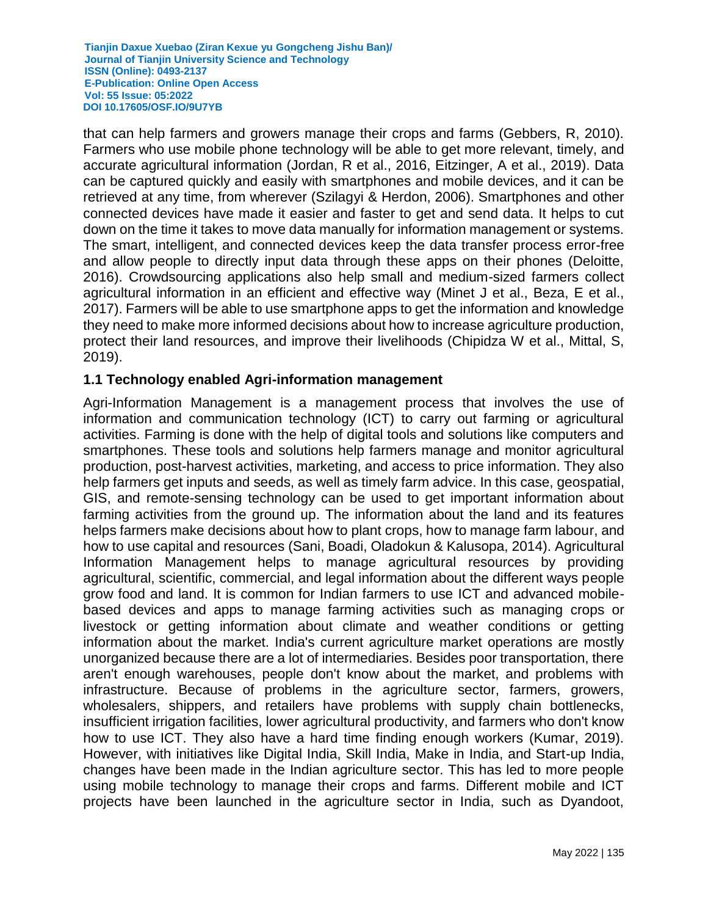that can help farmers and growers manage their crops and farms (Gebbers, R, 2010). Farmers who use mobile phone technology will be able to get more relevant, timely, and accurate agricultural information (Jordan, R et al., 2016, Eitzinger, A et al., 2019). Data can be captured quickly and easily with smartphones and mobile devices, and it can be retrieved at any time, from wherever (Szilagyi & Herdon, 2006). Smartphones and other connected devices have made it easier and faster to get and send data. It helps to cut down on the time it takes to move data manually for information management or systems. The smart, intelligent, and connected devices keep the data transfer process error-free and allow people to directly input data through these apps on their phones (Deloitte, 2016). Crowdsourcing applications also help small and medium-sized farmers collect agricultural information in an efficient and effective way (Minet J et al., Beza, E et al., 2017). Farmers will be able to use smartphone apps to get the information and knowledge they need to make more informed decisions about how to increase agriculture production, protect their land resources, and improve their livelihoods (Chipidza W et al., Mittal, S, 2019).

### 1.1 Technology enabled Agri-information management

Agri-Information Management is a management process that involves the use of information and communication technology (ICT) to carry out farming or agricultural activities. Farming is done with the help of digital tools and solutions like computers and smartphones. These tools and solutions help farmers manage and monitor agricultural production, post-harvest activities, marketing, and access to price information. They also help farmers get inputs and seeds, as well as timely farm advice. In this case, geospatial, GIS, and remote-sensing technology can be used to get important information about farming activities from the ground up. The information about the land and its features helps farmers make decisions about how to plant crops, how to manage farm labour, and how to use capital and resources (Sani, Boadi, Oladokun & Kalusopa, 2014). Agricultural Information Management helps to manage agricultural resources by providing agricultural, scientific, commercial, and legal information about the different ways people grow food and land. It is common for Indian farmers to use ICT and advanced mobile-based devices and apps to manage farming activities such as managing crops or livestock or getting information about climate and weather conditions or getting information about the market. India's current agriculture market operations are mostly unorganized because there are a lot of intermediaries. Besides poor transportation, there aren't enough warehouses, people don't know about the market, and problems with infrastructure. Because of problems in the agriculture sector, farmers, growers, wholesalers, shippers, and retailers have problems with supply chain bottlenecks, insufficient irrigation facilities, lower agricultural productivity, and farmers who don't know how to use ICT. They also have a hard time finding enough workers (Kumar, 2019). However, with initiatives like Digital India, Skill India, Make in India, and Start-up India, changes have been made in the Indian agriculture sector. This has led to more people using mobile technology to manage their crops and farms. Different mobile and ICT projects have been launched in the agriculture sector in India, such as Dyandoot,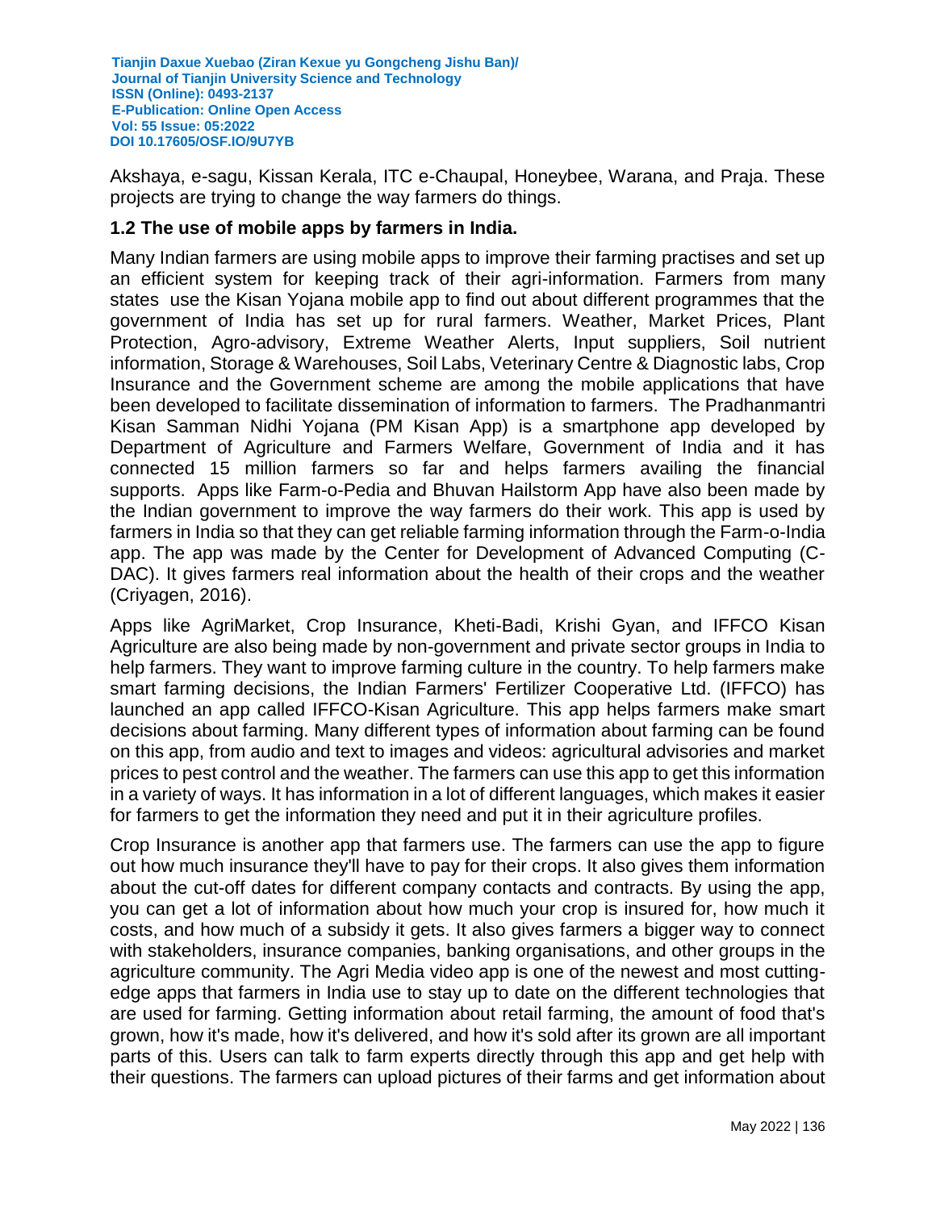Akshaya, e-sagu, Kissan Kerala, ITC e-Chaupal, Honeybee, Warana, and Praja. These projects are trying to change the way farmers do things.

### 1.2 The use of mobile apps by farmers in India.

Many Indian farmers are using mobile apps to improve their farming practises and set up an efficient system for keeping track of their agri-information. Farmers from many states use the Kisan Yojana mobile app to find out about different programmes that the government of India has set up for rural farmers. Weather, Market Prices, Plant Protection, Agro-advisory, Extreme Weather Alerts, Input suppliers, Soil nutrient information, Storage & Warehouses, Soil Labs, Veterinary Centre & Diagnostic labs, Crop Insurance and the Government scheme are among the mobile applications that have been developed to facilitate dissemination of information to farmers. The Pradhanmantri Kisan Samman Nidhi Yojana (PM Kisan App) is a smartphone app developed by Department of Agriculture and Farmers Welfare, Government of India and it has connected 15 million farmers so far and helps farmers availing the financial supports. Apps like Farm-o-Pedia and Bhuvan Hailstorm App have also been made by the Indian government to improve the way farmers do their work. This app is used by farmers in India so that they can get reliable farming information through the Farm-o-India app. The app was made by the Center for Development of Advanced Computing (C-DAC). It gives farmers real information about the health of their crops and the weather (Criyagen, 2016).

Apps like AgriMarket, Crop Insurance, Kheti-Badi, Krishi Gyan, and IFFCO Kisan Agriculture are also being made by non-government and private sector groups in India to help farmers. They want to improve farming culture in the country. To help farmers make smart farming decisions, the Indian Farmers' Fertilizer Cooperative Ltd. (IFFCO) has launched an app called IFFCO-Kisan Agriculture. This app helps farmers make smart decisions about farming. Many different types of information about farming can be found on this app, from audio and text to images and videos: agricultural advisories and market prices to pest control and the weather. The farmers can use this app to get this information in a variety of ways. It has information in a lot of different languages, which makes it easier for farmers to get the information they need and put it in their agriculture profiles.

Crop Insurance is another app that farmers use. The farmers can use the app to figure out how much insurance they'll have to pay for their crops. It also gives them information about the cut-off dates for different company contacts and contracts. By using the app, you can get a lot of information about how much your crop is insured for, how much it costs, and how much of a subsidy it gets. It also gives farmers a bigger way to connect with stakeholders, insurance companies, banking organisations, and other groups in the agriculture community. The Agri Media video app is one of the newest and most cutting-edge apps that farmers in India use to stay up to date on the different technologies that are used for farming. Getting information about retail farming, the amount of food that's grown, how it's made, how it's delivered, and how it's sold after its grown are all important parts of this. Users can talk to farm experts directly through this app and get help with their questions. The farmers can upload pictures of their farms and get information about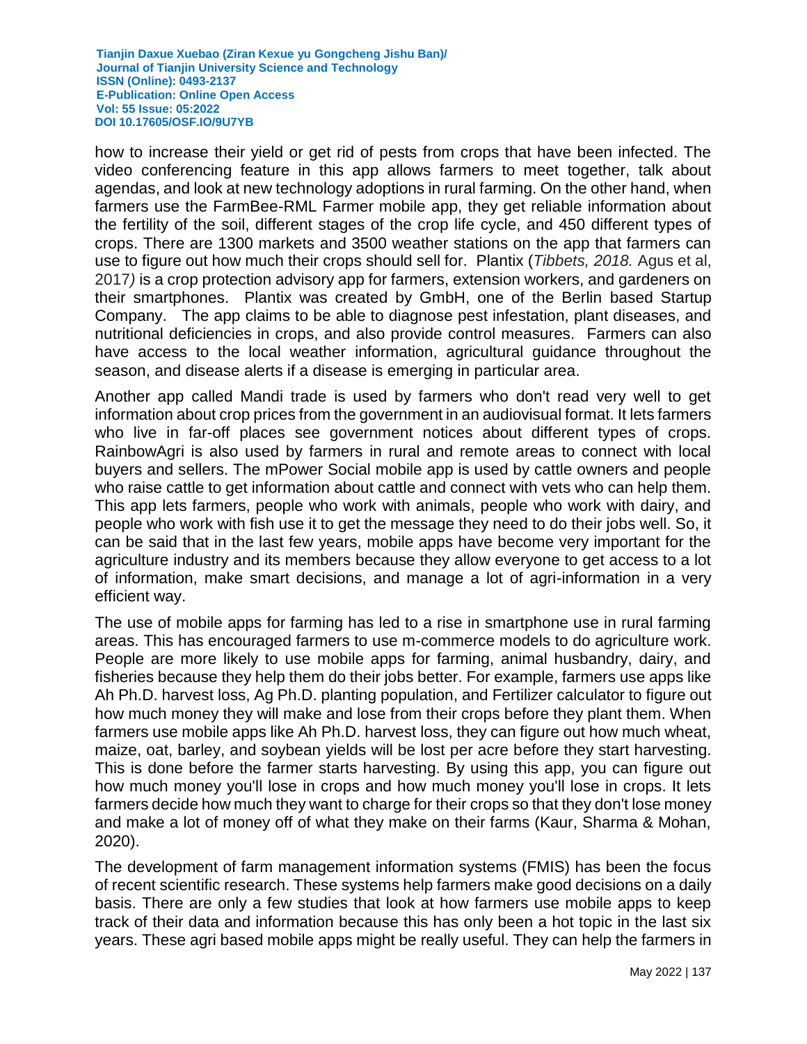how to increase their yield or get rid of pests from crops that have been infected. The video conferencing feature in this app allows farmers to meet together, talk about agendas, and look at new technology adoptions in rural farming. On the other hand, when farmers use the FarmBee-RML Farmer mobile app, they get reliable information about the fertility of the soil, different stages of the crop life cycle, and 450 different types of crops. There are 1300 markets and 3500 weather stations on the app that farmers can use to figure out how much their crops should sell for. Plantix (*Tibbets, 2018.* Agus et al, 2017*)* is a crop protection advisory app for farmers, extension workers, and gardeners on their smartphones. Plantix was created by GmbH, one of the Berlin based Startup Company. The app claims to be able to diagnose pest infestation, plant diseases, and nutritional deficiencies in crops, and also provide control measures. Farmers can also have access to the local weather information, agricultural guidance throughout the season, and disease alerts if a disease is emerging in particular area.

Another app called Mandi trade is used by farmers who don't read very well to get information about crop prices from the government in an audiovisual format. It lets farmers who live in far-off places see government notices about different types of crops. RainbowAgri is also used by farmers in rural and remote areas to connect with local buyers and sellers. The mPower Social mobile app is used by cattle owners and people who raise cattle to get information about cattle and connect with vets who can help them. This app lets farmers, people who work with animals, people who work with dairy, and people who work with fish use it to get the message they need to do their jobs well. So, it can be said that in the last few years, mobile apps have become very important for the agriculture industry and its members because they allow everyone to get access to a lot of information, make smart decisions, and manage a lot of agri-information in a very efficient way.

The use of mobile apps for farming has led to a rise in smartphone use in rural farming areas. This has encouraged farmers to use m-commerce models to do agriculture work. People are more likely to use mobile apps for farming, animal husbandry, dairy, and fisheries because they help them do their jobs better. For example, farmers use apps like Ah Ph.D. harvest loss, Ag Ph.D. planting population, and Fertilizer calculator to figure out how much money they will make and lose from their crops before they plant them. When farmers use mobile apps like Ah Ph.D. harvest loss, they can figure out how much wheat, maize, oat, barley, and soybean yields will be lost per acre before they start harvesting. This is done before the farmer starts harvesting. By using this app, you can figure out how much money you'll lose in crops and how much money you'll lose in crops. It lets farmers decide how much they want to charge for their crops so that they don't lose money and make a lot of money off of what they make on their farms (Kaur, Sharma & Mohan, 2020).

The development of farm management information systems (FMIS) has been the focus of recent scientific research. These systems help farmers make good decisions on a daily basis. There are only a few studies that look at how farmers use mobile apps to keep track of their data and information because this has only been a hot topic in the last six years. These agri based mobile apps might be really useful. They can help the farmers in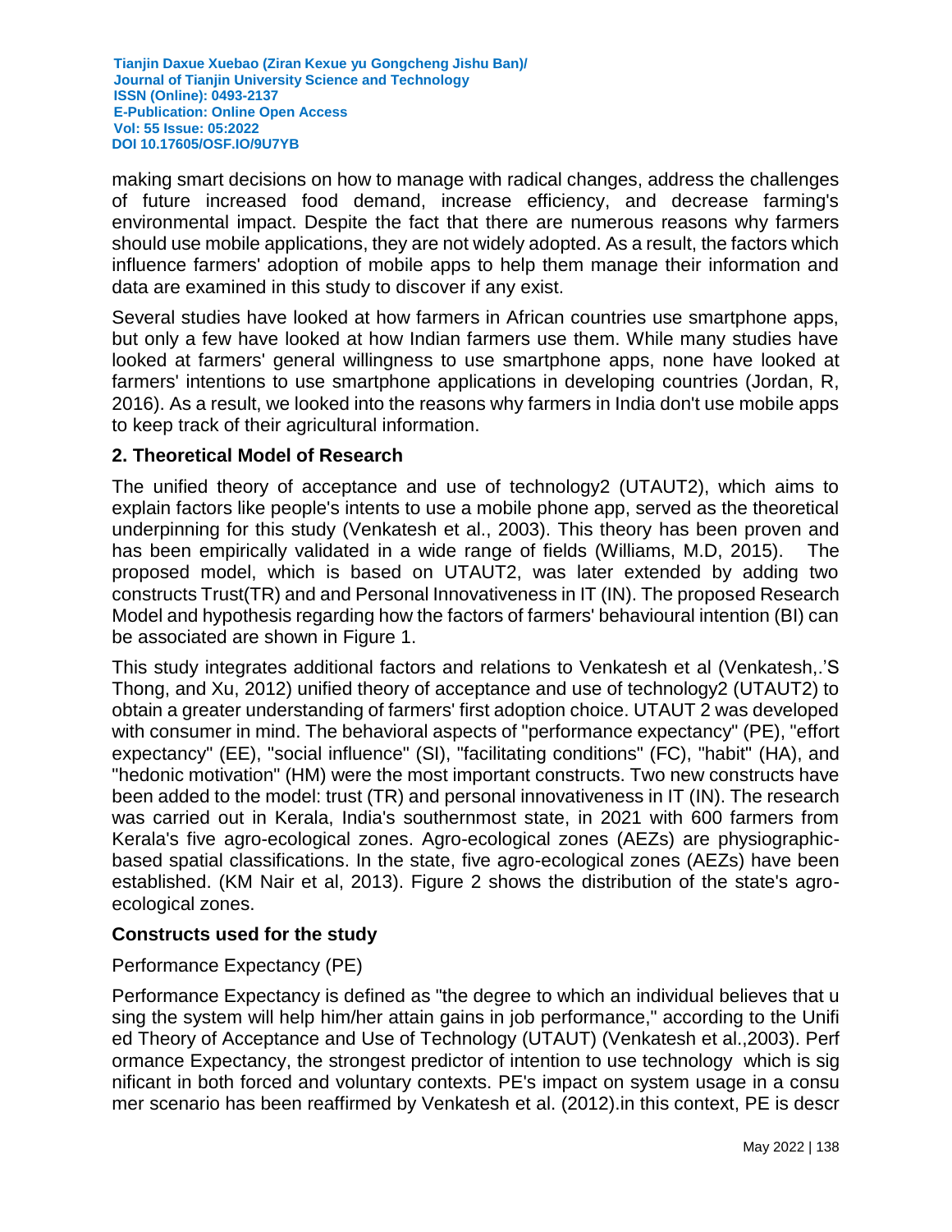making smart decisions on how to manage with radical changes, address the challenges of future increased food demand, increase efficiency, and decrease farming's environmental impact. Despite the fact that there are numerous reasons why farmers should use mobile applications, they are not widely adopted. As a result, the factors which influence farmers' adoption of mobile apps to help them manage their information and data are examined in this study to discover if any exist.

Several studies have looked at how farmers in African countries use smartphone apps, but only a few have looked at how Indian farmers use them. While many studies have looked at farmers' general willingness to use smartphone apps, none have looked at farmers' intentions to use smartphone applications in developing countries (Jordan, R, 2016). As a result, we looked into the reasons why farmers in India don't use mobile apps to keep track of their agricultural information.

## 2. Theoretical Model of Research

The unified theory of acceptance and use of technology2 (UTAUT2), which aims to explain factors like people's intents to use a mobile phone app, served as the theoretical underpinning for this study (Venkatesh et al., 2003). This theory has been proven and has been empirically validated in a wide range of fields (Williams, M.D, 2015). The proposed model, which is based on UTAUT2, was later extended by adding two constructs Trust(TR) and and Personal Innovativeness in IT (IN). The proposed Research Model and hypothesis regarding how the factors of farmers' behavioural intention (BI) can be associated are shown in Figure 1.

This study integrates additional factors and relations to Venkatesh et al (Venkatesh,.'S Thong, and Xu, 2012) unified theory of acceptance and use of technology2 (UTAUT2) to obtain a greater understanding of farmers' first adoption choice. UTAUT 2 was developed with consumer in mind. The behavioral aspects of "performance expectancy" (PE), "effort expectancy" (EE), "social influence" (SI), "facilitating conditions" (FC), "habit" (HA), and "hedonic motivation" (HM) were the most important constructs. Two new constructs have been added to the model: trust (TR) and personal innovativeness in IT (IN). The research was carried out in Kerala, India's southernmost state, in 2021 with 600 farmers from Kerala's five agro-ecological zones. Agro-ecological zones (AEZs) are physiographic-based spatial classifications. In the state, five agro-ecological zones (AEZs) have been established. (KM Nair et al, 2013). Figure 2 shows the distribution of the state's agro-ecological zones.

### Constructs used for the study

Performance Expectancy (PE)

Performance Expectancy is defined as "the degree to which an individual believes that u sing the system will help him/her attain gains in job performance," according to the Unifi ed Theory of Acceptance and Use of Technology (UTAUT) (Venkatesh et al.,2003). Perf ormance Expectancy, the strongest predictor of intention to use technology which is sig nificant in both forced and voluntary contexts. PE's impact on system usage in a consu mer scenario has been reaffirmed by Venkatesh et al. (2012).in this context, PE is descr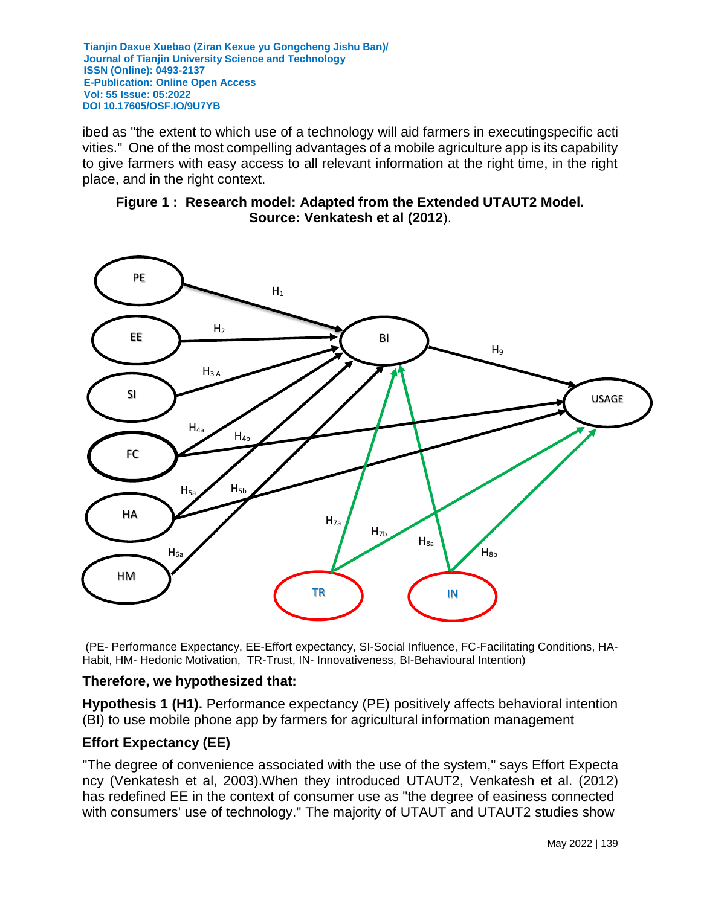ibed as "the extent to which use of a technology will aid farmers in executingspecific acti vities." One of the most compelling advantages of a mobile agriculture app is its capability to give farmers with easy access to all relevant information at the right time, in the right place, and in the right context.

**Figure 1 : Research model: Adapted from the Extended UTAUT2 Model. Source: Venkatesh et al (2012**).

(PE- Performance Expectancy, EE-Effort expectancy, SI-Social Influence, FC-Facilitating Conditions, HA-Habit, HM- Hedonic Motivation, TR-Trust, IN- Innovativeness, BI-Behavioural Intention)

**Therefore, we hypothesized that:**

**Hypothesis 1 (H1).** Performance expectancy (PE) positively affects behavioral intention (BI) to use mobile phone app by farmers for agricultural information management

### Effort Expectancy (EE)

"The degree of convenience associated with the use of the system," says Effort Expecta ncy (Venkatesh et al, 2003).When they introduced UTAUT2, Venkatesh et al. (2012) has redefined EE in the context of consumer use as "the degree of easiness connected with consumers' use of technology." The majority of UTAUT and UTAUT2 studies show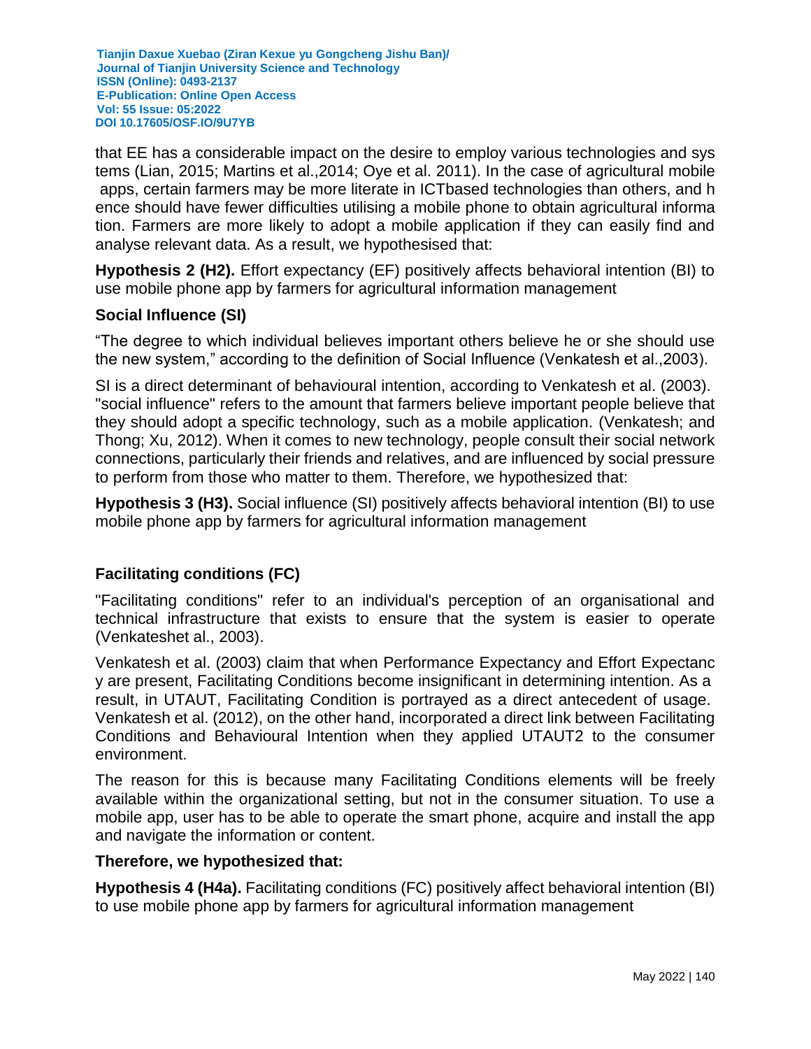that EE has a considerable impact on the desire to employ various technologies and systems (Lian, 2015; Martins et al.,2014; Oye et al. 2011). In the case of agricultural mobile apps, certain farmers may be more literate in ICTbased technologies than others, and hence should have fewer difficulties utilising a mobile phone to obtain agricultural information. Farmers are more likely to adopt a mobile application if they can easily find and analyse relevant data. As a result, we hypothesised that:

**Hypothesis 2 (H2).** Effort expectancy (EF) positively affects behavioral intention (BI) to use mobile phone app by farmers for agricultural information management

### Social Influence (SI)

“The degree to which individual believes important others believe he or she should use the new system,” according to the definition of Social Influence (Venkatesh et al.,2003).

SI is a direct determinant of behavioural intention, according to Venkatesh et al. (2003). "social influence" refers to the amount that farmers believe important people believe that they should adopt a specific technology, such as a mobile application. (Venkatesh; and Thong; Xu, 2012). When it comes to new technology, people consult their social network connections, particularly their friends and relatives, and are influenced by social pressure to perform from those who matter to them. Therefore, we hypothesized that:

**Hypothesis 3 (H3).** Social influence (SI) positively affects behavioral intention (BI) to use mobile phone app by farmers for agricultural information management

### Facilitating conditions (FC)

"Facilitating conditions" refer to an individual's perception of an organisational and technical infrastructure that exists to ensure that the system is easier to operate (Venkateshet al., 2003).

Venkatesh et al. (2003) claim that when Performance Expectancy and Effort Expectancy are present, Facilitating Conditions become insignificant in determining intention. As a result, in UTAUT, Facilitating Condition is portrayed as a direct antecedent of usage. Venkatesh et al. (2012), on the other hand, incorporated a direct link between Facilitating Conditions and Behavioural Intention when they applied UTAUT2 to the consumer environment.

The reason for this is because many Facilitating Conditions elements will be freely available within the organizational setting, but not in the consumer situation. To use a mobile app, user has to be able to operate the smart phone, acquire and install the app and navigate the information or content.

**Therefore, we hypothesized that:**

**Hypothesis 4 (H4a).** Facilitating conditions (FC) positively affect behavioral intention (BI) to use mobile phone app by farmers for agricultural information management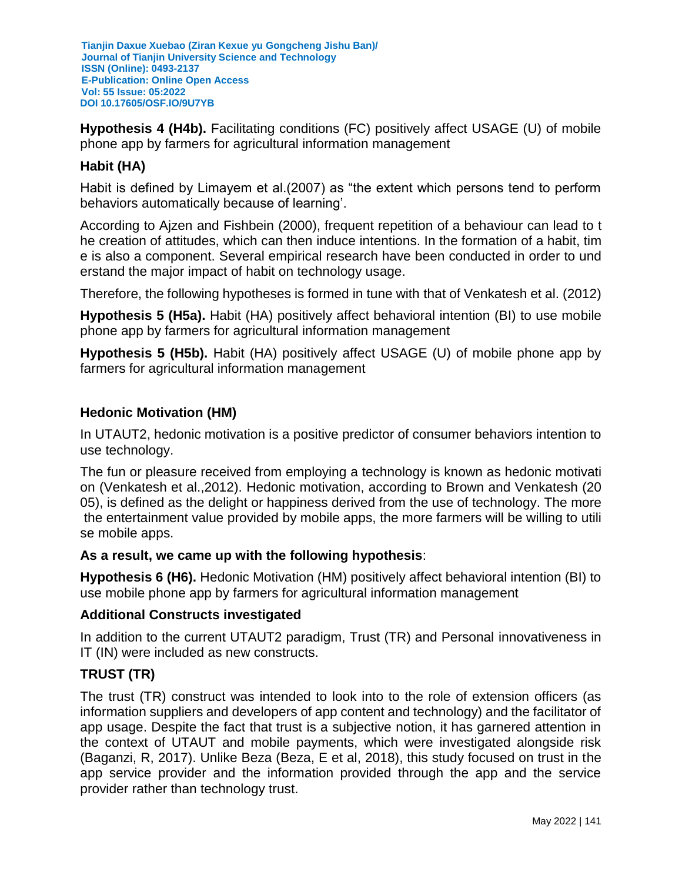**Hypothesis 4 (H4b).** Facilitating conditions (FC) positively affect USAGE (U) of mobile phone app by farmers for agricultural information management

## Habit (HA)

Habit is defined by Limayem et al.(2007) as "the extent which persons tend to perform behaviors automatically because of learning'.

According to Ajzen and Fishbein (2000), frequent repetition of a behaviour can lead to the creation of attitudes, which can then induce intentions. In the formation of a habit, time is also a component. Several empirical research have been conducted in order to understand the major impact of habit on technology usage.

Therefore, the following hypotheses is formed in tune with that of Venkatesh et al. (2012)

**Hypothesis 5 (H5a).** Habit (HA) positively affect behavioral intention (BI) to use mobile phone app by farmers for agricultural information management

**Hypothesis 5 (H5b).** Habit (HA) positively affect USAGE (U) of mobile phone app by farmers for agricultural information management

## Hedonic Motivation (HM)

In UTAUT2, hedonic motivation is a positive predictor of consumer behaviors intention to use technology.

The fun or pleasure received from employing a technology is known as hedonic motivation (Venkatesh et al.,2012). Hedonic motivation, according to Brown and Venkatesh (2005), is defined as the delight or happiness derived from the use of technology. The more the entertainment value provided by mobile apps, the more farmers will be willing to utilise mobile apps.

**As a result, we came up with the following hypothesis**:

**Hypothesis 6 (H6).** Hedonic Motivation (HM) positively affect behavioral intention (BI) to use mobile phone app by farmers for agricultural information management

## Additional Constructs investigated

In addition to the current UTAUT2 paradigm, Trust (TR) and Personal innovativeness in IT (IN) were included as new constructs.

## TRUST (TR)

The trust (TR) construct was intended to look into to the role of extension officers (as information suppliers and developers of app content and technology) and the facilitator of app usage. Despite the fact that trust is a subjective notion, it has garnered attention in the context of UTAUT and mobile payments, which were investigated alongside risk (Baganzi, R, 2017). Unlike Beza (Beza, E et al, 2018), this study focused on trust in the app service provider and the information provided through the app and the service provider rather than technology trust.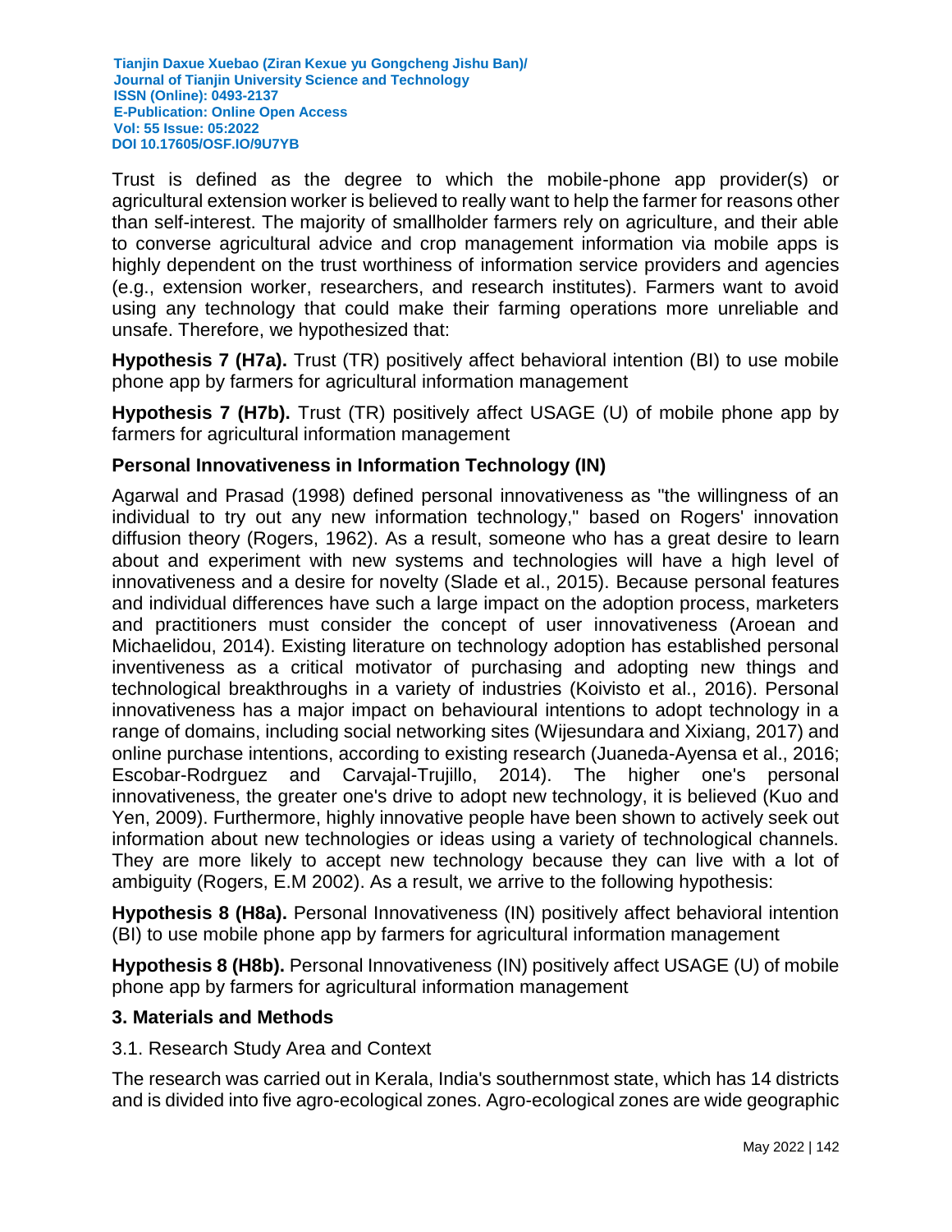Trust is defined as the degree to which the mobile-phone app provider(s) or agricultural extension worker is believed to really want to help the farmer for reasons other than self-interest. The majority of smallholder farmers rely on agriculture, and their able to converse agricultural advice and crop management information via mobile apps is highly dependent on the trust worthiness of information service providers and agencies (e.g., extension worker, researchers, and research institutes). Farmers want to avoid using any technology that could make their farming operations more unreliable and unsafe. Therefore, we hypothesized that:

**Hypothesis 7 (H7a).** Trust (TR) positively affect behavioral intention (BI) to use mobile phone app by farmers for agricultural information management

**Hypothesis 7 (H7b).** Trust (TR) positively affect USAGE (U) of mobile phone app by farmers for agricultural information management

### Personal Innovativeness in Information Technology (IN)

Agarwal and Prasad (1998) defined personal innovativeness as "the willingness of an individual to try out any new information technology," based on Rogers' innovation diffusion theory (Rogers, 1962). As a result, someone who has a great desire to learn about and experiment with new systems and technologies will have a high level of innovativeness and a desire for novelty (Slade et al., 2015). Because personal features and individual differences have such a large impact on the adoption process, marketers and practitioners must consider the concept of user innovativeness (Aroean and Michaelidou, 2014). Existing literature on technology adoption has established personal inventiveness as a critical motivator of purchasing and adopting new things and technological breakthroughs in a variety of industries (Koivisto et al., 2016). Personal innovativeness has a major impact on behavioural intentions to adopt technology in a range of domains, including social networking sites (Wijesundara and Xixiang, 2017) and online purchase intentions, according to existing research (Juaneda-Ayensa et al., 2016; Escobar-Rodrguez and Carvajal-Trujillo, 2014). The higher one's personal innovativeness, the greater one's drive to adopt new technology, it is believed (Kuo and Yen, 2009). Furthermore, highly innovative people have been shown to actively seek out information about new technologies or ideas using a variety of technological channels. They are more likely to accept new technology because they can live with a lot of ambiguity (Rogers, E.M 2002). As a result, we arrive to the following hypothesis:

**Hypothesis 8 (H8a).** Personal Innovativeness (IN) positively affect behavioral intention (BI) to use mobile phone app by farmers for agricultural information management

**Hypothesis 8 (H8b).** Personal Innovativeness (IN) positively affect USAGE (U) of mobile phone app by farmers for agricultural information management

## 3. Materials and Methods

### 3.1. Research Study Area and Context

The research was carried out in Kerala, India's southernmost state, which has 14 districts and is divided into five agro-ecological zones. Agro-ecological zones are wide geographic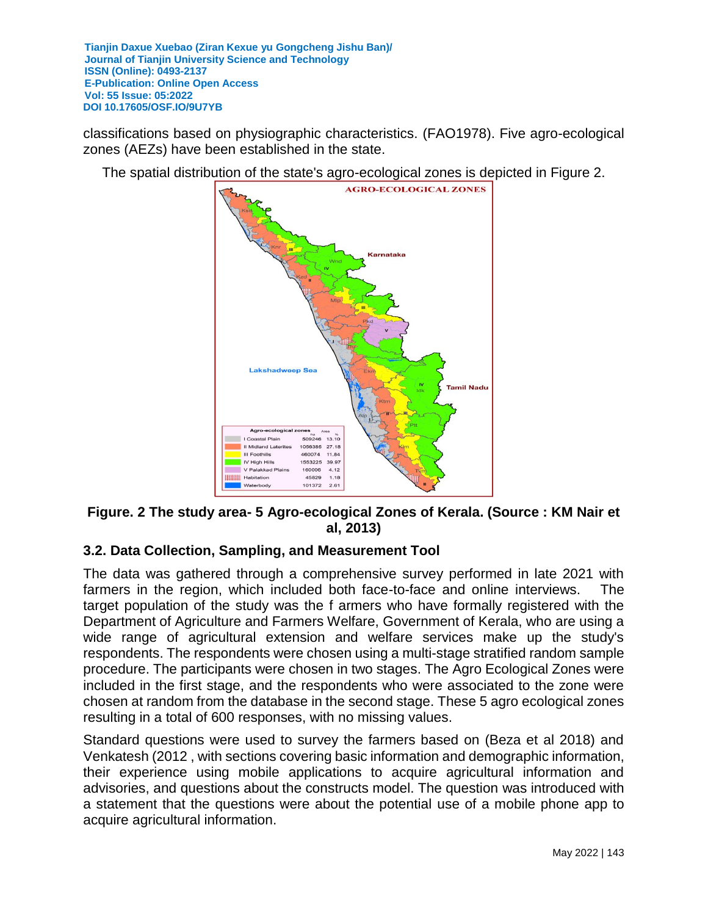classifications based on physiographic characteristics. (FAO1978). Five agro-ecological zones (AEZs) have been established in the state.

The spatial distribution of the state's agro-ecological zones is depicted in Figure 2.

**Figure. 2 The study area- 5 Agro-ecological Zones of Kerala. (Source : KM Nair et al, 2013)**

## 3.2. Data Collection, Sampling, and Measurement Tool

The data was gathered through a comprehensive survey performed in late 2021 with farmers in the region, which included both face-to-face and online interviews. The target population of the study was the f armers who have formally registered with the Department of Agriculture and Farmers Welfare, Government of Kerala, who are using a wide range of agricultural extension and welfare services make up the study's respondents. The respondents were chosen using a multi-stage stratified random sample procedure. The participants were chosen in two stages. The Agro Ecological Zones were included in the first stage, and the respondents who were associated to the zone were chosen at random from the database in the second stage. These 5 agro ecological zones resulting in a total of 600 responses, with no missing values.

Standard questions were used to survey the farmers based on (Beza et al 2018) and Venkatesh (2012 , with sections covering basic information and demographic information, their experience using mobile applications to acquire agricultural information and advisories, and questions about the constructs model. The question was introduced with a statement that the questions were about the potential use of a mobile phone app to acquire agricultural information.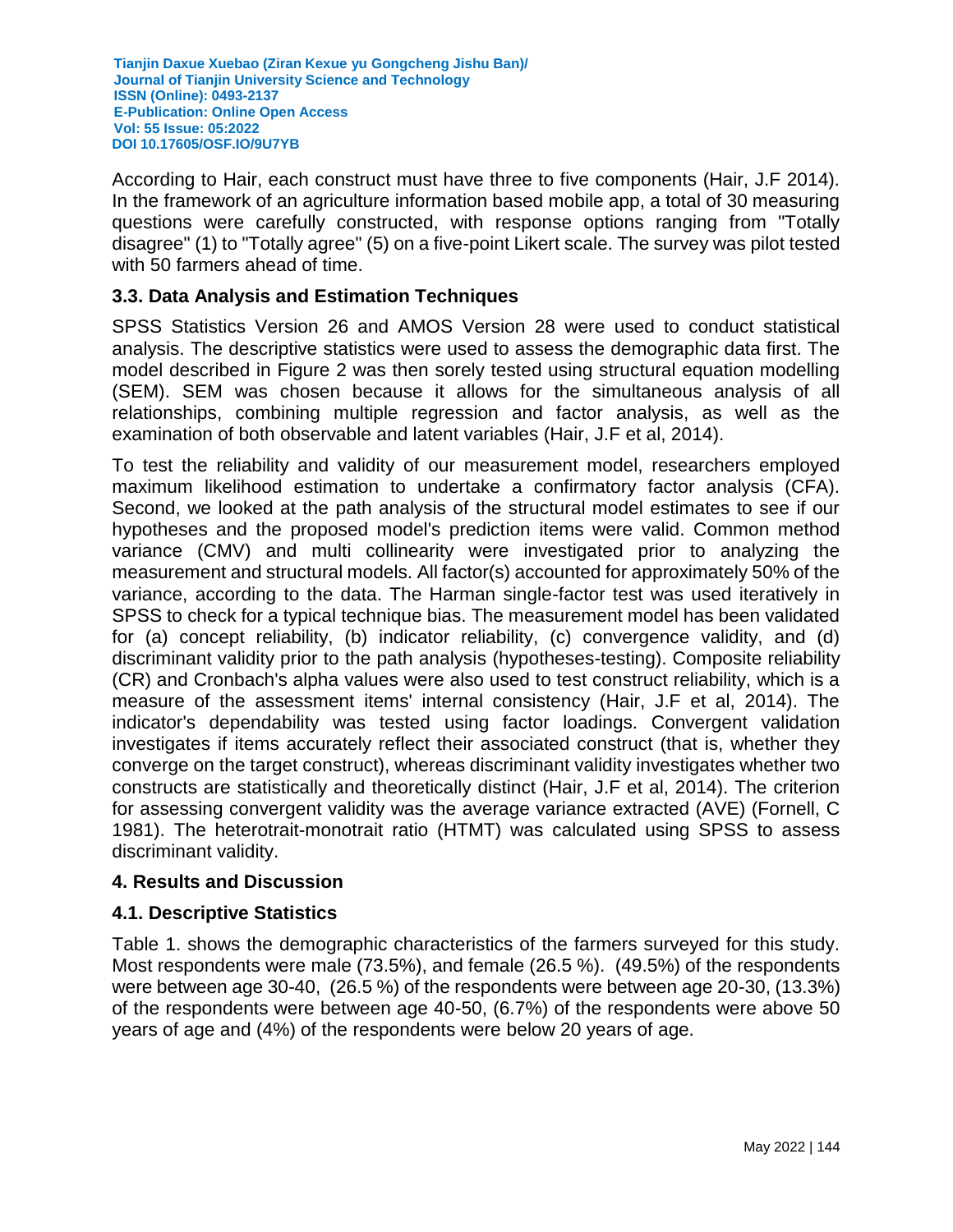According to Hair, each construct must have three to five components (Hair, J.F 2014). In the framework of an agriculture information based mobile app, a total of 30 measuring questions were carefully constructed, with response options ranging from "Totally disagree" (1) to "Totally agree" (5) on a five-point Likert scale. The survey was pilot tested with 50 farmers ahead of time.

### 3.3. Data Analysis and Estimation Techniques

SPSS Statistics Version 26 and AMOS Version 28 were used to conduct statistical analysis. The descriptive statistics were used to assess the demographic data first. The model described in Figure 2 was then sorely tested using structural equation modelling (SEM). SEM was chosen because it allows for the simultaneous analysis of all relationships, combining multiple regression and factor analysis, as well as the examination of both observable and latent variables (Hair, J.F et al, 2014).

To test the reliability and validity of our measurement model, researchers employed maximum likelihood estimation to undertake a confirmatory factor analysis (CFA). Second, we looked at the path analysis of the structural model estimates to see if our hypotheses and the proposed model's prediction items were valid. Common method variance (CMV) and multi collinearity were investigated prior to analyzing the measurement and structural models. All factor(s) accounted for approximately 50% of the variance, according to the data. The Harman single-factor test was used iteratively in SPSS to check for a typical technique bias. The measurement model has been validated for (a) concept reliability, (b) indicator reliability, (c) convergence validity, and (d) discriminant validity prior to the path analysis (hypotheses-testing). Composite reliability (CR) and Cronbach's alpha values were also used to test construct reliability, which is a measure of the assessment items' internal consistency (Hair, J.F et al, 2014). The indicator's dependability was tested using factor loadings. Convergent validation investigates if items accurately reflect their associated construct (that is, whether they converge on the target construct), whereas discriminant validity investigates whether two constructs are statistically and theoretically distinct (Hair, J.F et al, 2014). The criterion for assessing convergent validity was the average variance extracted (AVE) (Fornell, C 1981). The heterotrait-monotrait ratio (HTMT) was calculated using SPSS to assess discriminant validity.

## 4. Results and Discussion

### 4.1. Descriptive Statistics

Table 1. shows the demographic characteristics of the farmers surveyed for this study. Most respondents were male (73.5%), and female (26.5 %). (49.5%) of the respondents were between age 30-40, (26.5 %) of the respondents were between age 20-30, (13.3%) of the respondents were between age 40-50, (6.7%) of the respondents were above 50 years of age and (4%) of the respondents were below 20 years of age.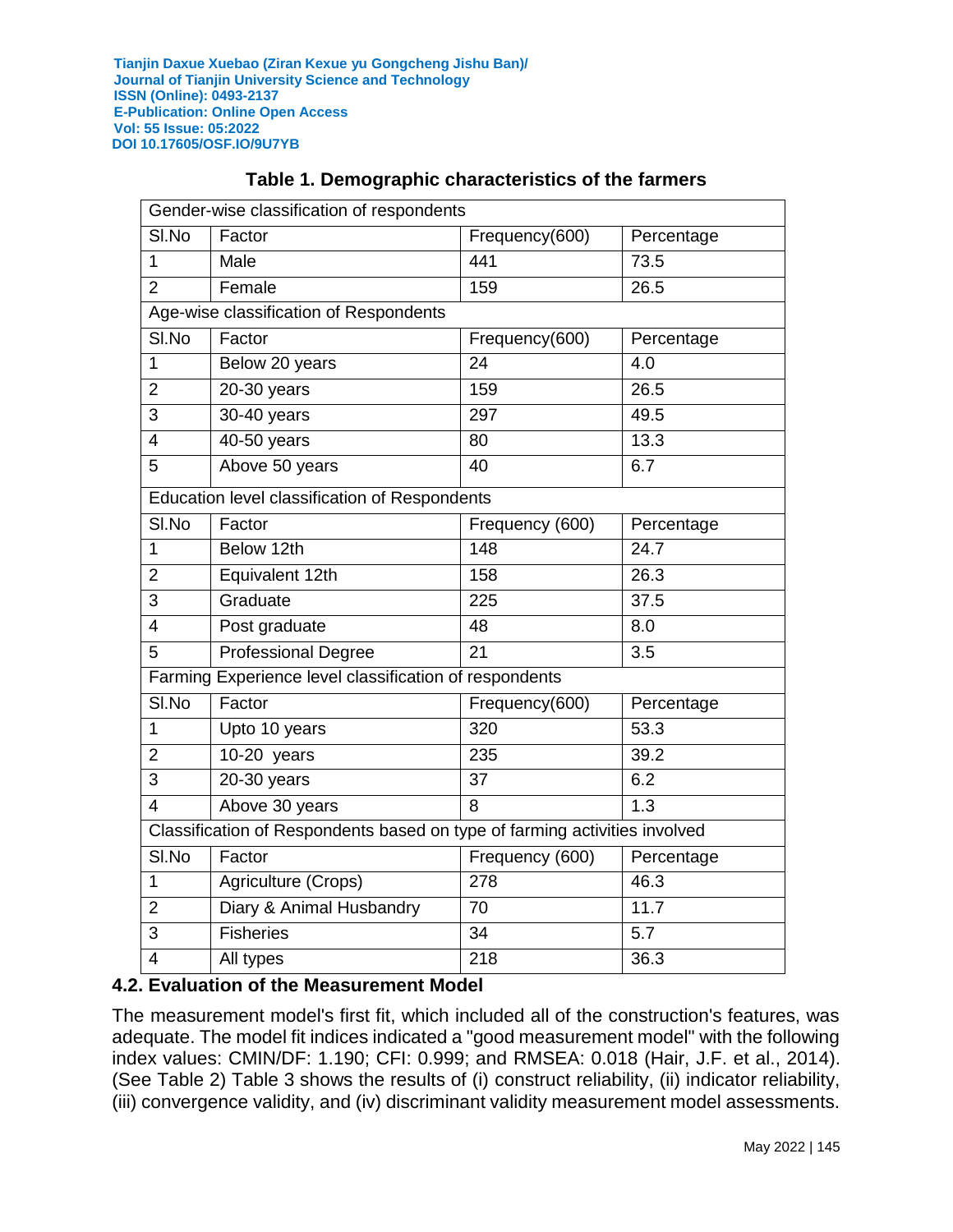**Table 1. Demographic characteristics of the farmers**

| Sl.No | Factor | Frequency(600) | Percentage |
|---|---|---|---|
| Gender-wise classification of respondents | | | |
| Sl.No | Factor | Frequency(600) | Percentage |
| 1 | Male | 441 | 73.5 |
| 2 | Female | 159 | 26.5 |
| Age-wise classification of Respondents | | | |
| Sl.No | Factor | Frequency(600) | Percentage |
| 1 | Below 20 years | 24 | 4.0 |
| 2 | 20-30 years | 159 | 26.5 |
| 3 | 30-40 years | 297 | 49.5 |
| 4 | 40-50 years | 80 | 13.3 |
| 5 | Above 50 years | 40 | 6.7 |
| Education level classification of Respondents | | | |
| Sl.No | Factor | Frequency (600) | Percentage |
| 1 | Below 12th | 148 | 24.7 |
| 2 | Equivalent 12th | 158 | 26.3 |
| 3 | Graduate | 225 | 37.5 |
| 4 | Post graduate | 48 | 8.0 |
| 5 | Professional Degree | 21 | 3.5 |
| Farming Experience level classification of respondents | | | |
| Sl.No | Factor | Frequency(600) | Percentage |
| 1 | Upto 10 years | 320 | 53.3 |
| 2 | 10-20 years | 235 | 39.2 |
| 3 | 20-30 years | 37 | 6.2 |
| 4 | Above 30 years | 8 | 1.3 |
| Classification of Respondents based on type of farming activities involved | | | |
| Sl.No | Factor | Frequency (600) | Percentage |
| 1 | Agriculture (Crops) | 278 | 46.3 |
| 2 | Diary & Animal Husbandry | 70 | 11.7 |
| 3 | Fisheries | 34 | 5.7 |
| 4 | All types | 218 | 36.3 |

### 4.2. Evaluation of the Measurement Model

The measurement model's first fit, which included all of the construction's features, was adequate. The model fit indices indicated a "good measurement model" with the following index values: CMIN/DF: 1.190; CFI: 0.999; and RMSEA: 0.018 (Hair, J.F. et al., 2014). (See Table 2) Table 3 shows the results of (i) construct reliability, (ii) indicator reliability, (iii) convergence validity, and (iv) discriminant validity measurement model assessments.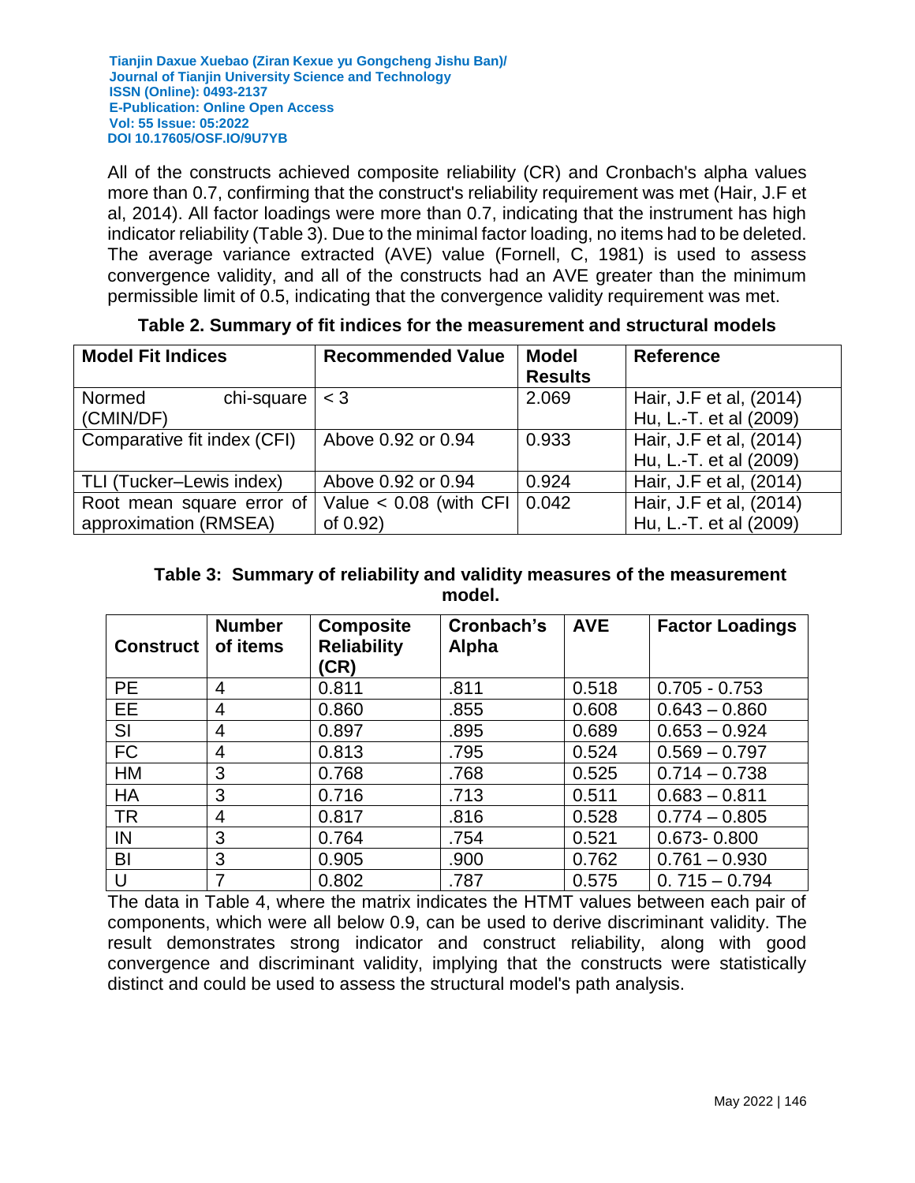All of the constructs achieved composite reliability (CR) and Cronbach's alpha values more than 0.7, confirming that the construct's reliability requirement was met (Hair, J.F et al, 2014). All factor loadings were more than 0.7, indicating that the instrument has high indicator reliability (Table 3). Due to the minimal factor loading, no items had to be deleted. The average variance extracted (AVE) value (Fornell, C, 1981) is used to assess convergence validity, and all of the constructs had an AVE greater than the minimum permissible limit of 0.5, indicating that the convergence validity requirement was met.

**Table 2. Summary of fit indices for the measurement and structural models**

| Model Fit Indices | Recommended Value | Model Results | Reference |
|---|---|---|---|
| Normed chi-square (CMIN/DF) | < 3 | 2.069 | Hair, J.F et al, (2014) Hu, L.-T. et al (2009) |
| Comparative fit index (CFI) | Above 0.92 or 0.94 | 0.933 | Hair, J.F et al, (2014) Hu, L.-T. et al (2009) |
| TLI (Tucker–Lewis index) | Above 0.92 or 0.94 | 0.924 | Hair, J.F et al, (2014) |
| Root mean square error of approximation (RMSEA) | Value < 0.08 (with CFI of 0.92) | 0.042 | Hair, J.F et al, (2014) Hu, L.-T. et al (2009) |

**Table 3: Summary of reliability and validity measures of the measurement model.**

| Construct | Number of items | Composite Reliability (CR) | Cronbach's Alpha | AVE | Factor Loadings |
|---|---|---|---|---|---|
| PE | 4 | 0.811 | .811 | 0.518 | 0.705 - 0.753 |
| EE | 4 | 0.860 | .855 | 0.608 | 0.643 – 0.860 |
| SI | 4 | 0.897 | .895 | 0.689 | 0.653 – 0.924 |
| FC | 4 | 0.813 | .795 | 0.524 | 0.569 – 0.797 |
| HM | 3 | 0.768 | .768 | 0.525 | 0.714 – 0.738 |
| HA | 3 | 0.716 | .713 | 0.511 | 0.683 – 0.811 |
| TR | 4 | 0.817 | .816 | 0.528 | 0.774 – 0.805 |
| IN | 3 | 0.764 | .754 | 0.521 | 0.673- 0.800 |
| BI | 3 | 0.905 | .900 | 0.762 | 0.761 – 0.930 |
| U | 7 | 0.802 | .787 | 0.575 | 0. 715 – 0.794 |

The data in Table 4, where the matrix indicates the HTMT values between each pair of components, which were all below 0.9, can be used to derive discriminant validity. The result demonstrates strong indicator and construct reliability, along with good convergence and discriminant validity, implying that the constructs were statistically distinct and could be used to assess the structural model's path analysis.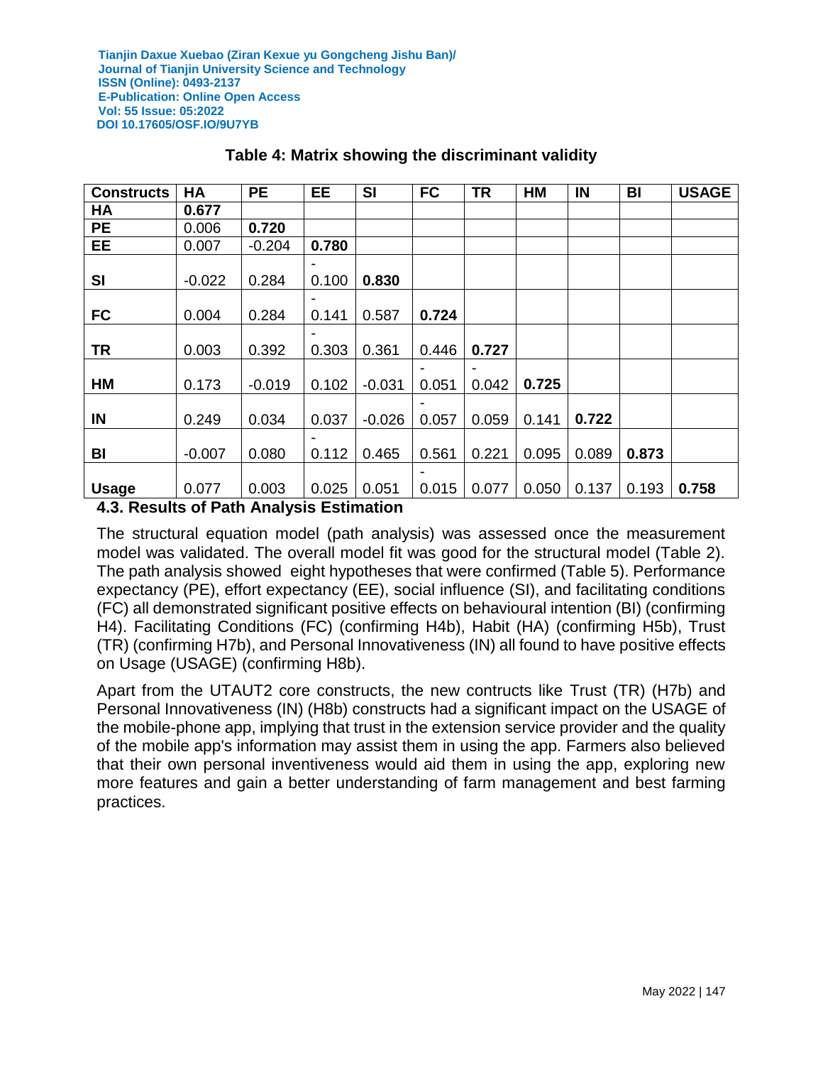### Table 4: Matrix showing the discriminant validity

| Constructs | HA | PE | EE | SI | FC | TR | HM | IN | BI | USAGE |
|---|---|---|---|---|---|---|---|---|---|---|
| **HA** | **0.677** | | | | | | | | | |
| **PE** | 0.006 | **0.720** | | | | | | | | |
| **EE** | 0.007 | -0.204 | **0.780** | | | | | | | |
| **SI** | -0.022 | 0.284 | -0.100 | **0.830** | | | | | | |
| **FC** | 0.004 | 0.284 | -0.141 | 0.587 | **0.724** | | | | | |
| **TR** | 0.003 | 0.392 | -0.303 | 0.361 | 0.446 | **0.727** | | | | |
| **HM** | 0.173 | -0.019 | 0.102 | -0.031 | -0.051 | -0.042 | **0.725** | | | |
| **IN** | 0.249 | 0.034 | 0.037 | -0.026 | -0.057 | 0.059 | 0.141 | **0.722** | | |
| **BI** | -0.007 | 0.080 | -0.112 | 0.465 | 0.561 | 0.221 | 0.095 | 0.089 | **0.873** | |
| **Usage** | 0.077 | 0.003 | 0.025 | 0.051 | -0.015 | 0.077 | 0.050 | 0.137 | 0.193 | **0.758** |

### 4.3. Results of Path Analysis Estimation

The structural equation model (path analysis) was assessed once the measurement model was validated. The overall model fit was good for the structural model (Table 2). The path analysis showed eight hypotheses that were confirmed (Table 5). Performance expectancy (PE), effort expectancy (EE), social influence (SI), and facilitating conditions (FC) all demonstrated significant positive effects on behavioural intention (BI) (confirming H4). Facilitating Conditions (FC) (confirming H4b), Habit (HA) (confirming H5b), Trust (TR) (confirming H7b), and Personal Innovativeness (IN) all found to have positive effects on Usage (USAGE) (confirming H8b).

Apart from the UTAUT2 core constructs, the new contructs like Trust (TR) (H7b) and Personal Innovativeness (IN) (H8b) constructs had a significant impact on the USAGE of the mobile-phone app, implying that trust in the extension service provider and the quality of the mobile app's information may assist them in using the app. Farmers also believed that their own personal inventiveness would aid them in using the app, exploring new more features and gain a better understanding of farm management and best farming practices.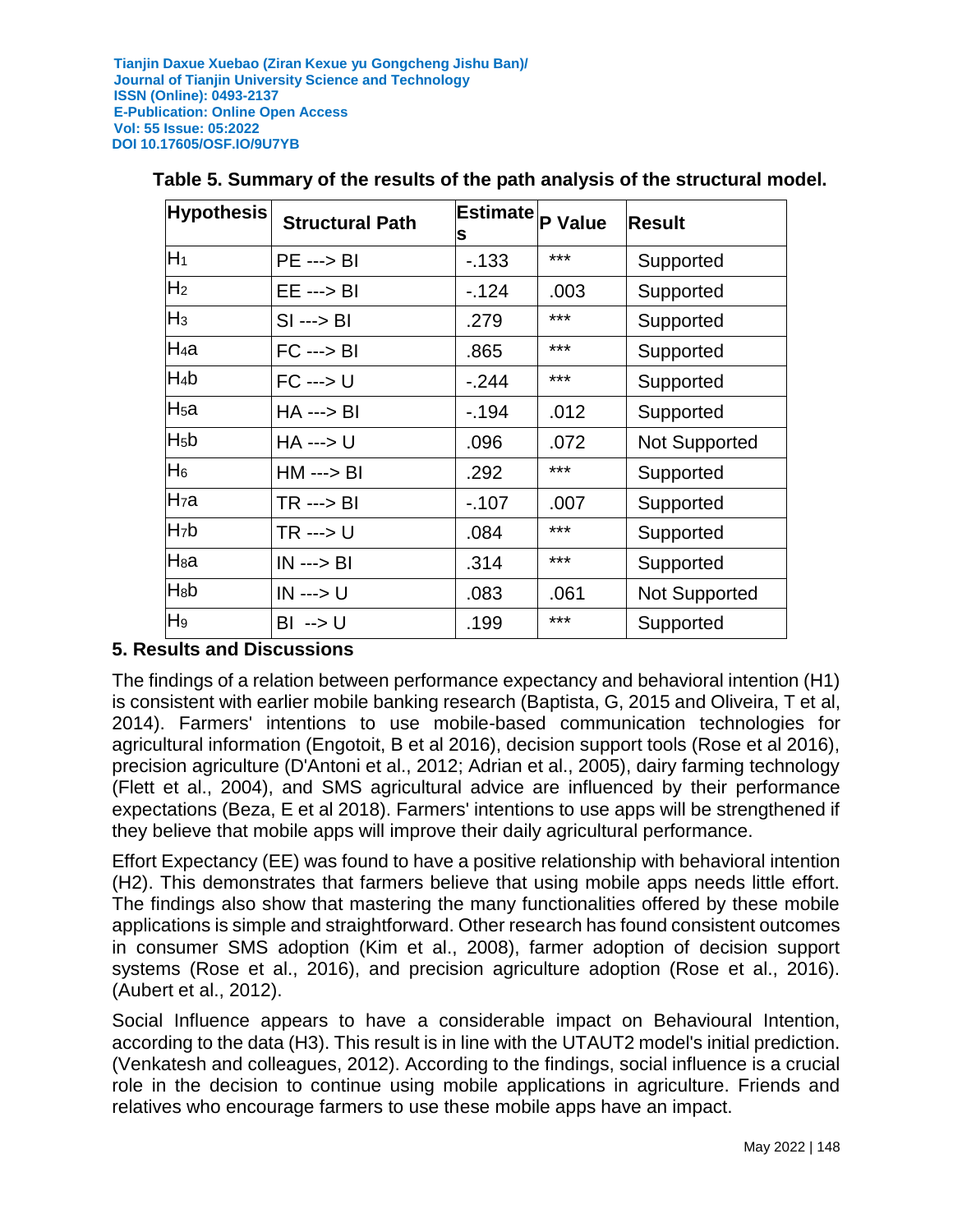**Table 5. Summary of the results of the path analysis of the structural model.**

| Hypothesis | Structural Path | Estimates | P Value | Result |
|---|---|---|---|---|
| $H_1$ | PE ---> BI | -.133 | *** | Supported |
| $H_2$ | EE ---> BI | -.124 | .003 | Supported |
| $H_3$ | SI ---> BI | .279 | *** | Supported |
| $H_4$a | FC ---> BI | .865 | *** | Supported |
| $H_4$b | FC ---> U | -.244 | *** | Supported |
| $H_5$a | HA ---> BI | -.194 | .012 | Supported |
| $H_5$b | HA ---> U | .096 | .072 | Not Supported |
| $H_6$ | HM ---> BI | .292 | *** | Supported |
| $H_7$a | TR ---> BI | -.107 | .007 | Supported |
| $H_7$b | TR ---> U | .084 | *** | Supported |
| $H_8$a | IN ---> BI | .314 | *** | Supported |
| $H_8$b | IN ---> U | .083 | .061 | Not Supported |
| $H_9$ | BI --> U | .199 | *** | Supported |

## 5. Results and Discussions

The findings of a relation between performance expectancy and behavioral intention (H1) is consistent with earlier mobile banking research (Baptista, G, 2015 and Oliveira, T et al, 2014). Farmers' intentions to use mobile-based communication technologies for agricultural information (Engotoit, B et al 2016), decision support tools (Rose et al 2016), precision agriculture (D'Antoni et al., 2012; Adrian et al., 2005), dairy farming technology (Flett et al., 2004), and SMS agricultural advice are influenced by their performance expectations (Beza, E et al 2018). Farmers' intentions to use apps will be strengthened if they believe that mobile apps will improve their daily agricultural performance.

Effort Expectancy (EE) was found to have a positive relationship with behavioral intention (H2). This demonstrates that farmers believe that using mobile apps needs little effort. The findings also show that mastering the many functionalities offered by these mobile applications is simple and straightforward. Other research has found consistent outcomes in consumer SMS adoption (Kim et al., 2008), farmer adoption of decision support systems (Rose et al., 2016), and precision agriculture adoption (Rose et al., 2016). (Aubert et al., 2012).

Social Influence appears to have a considerable impact on Behavioural Intention, according to the data (H3). This result is in line with the UTAUT2 model's initial prediction. (Venkatesh and colleagues, 2012). According to the findings, social influence is a crucial role in the decision to continue using mobile applications in agriculture. Friends and relatives who encourage farmers to use these mobile apps have an impact.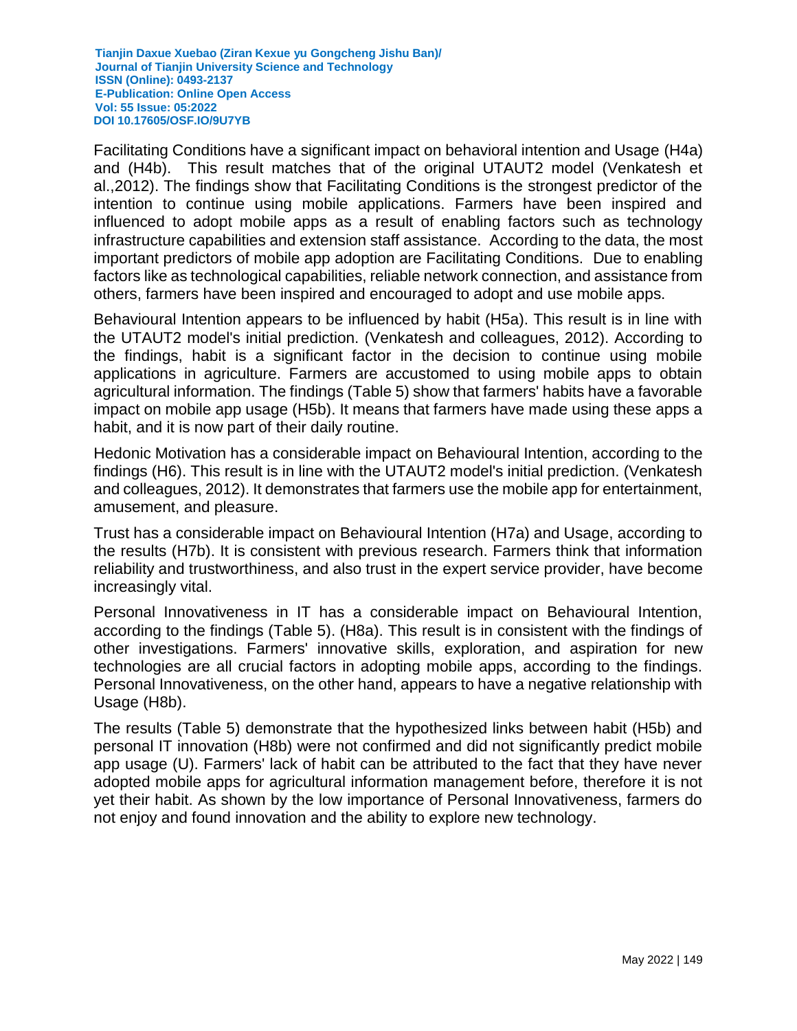Facilitating Conditions have a significant impact on behavioral intention and Usage (H4a) and (H4b). This result matches that of the original UTAUT2 model (Venkatesh et al.,2012). The findings show that Facilitating Conditions is the strongest predictor of the intention to continue using mobile applications. Farmers have been inspired and influenced to adopt mobile apps as a result of enabling factors such as technology infrastructure capabilities and extension staff assistance. According to the data, the most important predictors of mobile app adoption are Facilitating Conditions. Due to enabling factors like as technological capabilities, reliable network connection, and assistance from others, farmers have been inspired and encouraged to adopt and use mobile apps.

Behavioural Intention appears to be influenced by habit (H5a). This result is in line with the UTAUT2 model's initial prediction. (Venkatesh and colleagues, 2012). According to the findings, habit is a significant factor in the decision to continue using mobile applications in agriculture. Farmers are accustomed to using mobile apps to obtain agricultural information. The findings (Table 5) show that farmers' habits have a favorable impact on mobile app usage (H5b). It means that farmers have made using these apps a habit, and it is now part of their daily routine.

Hedonic Motivation has a considerable impact on Behavioural Intention, according to the findings (H6). This result is in line with the UTAUT2 model's initial prediction. (Venkatesh and colleagues, 2012). It demonstrates that farmers use the mobile app for entertainment, amusement, and pleasure.

Trust has a considerable impact on Behavioural Intention (H7a) and Usage, according to the results (H7b). It is consistent with previous research. Farmers think that information reliability and trustworthiness, and also trust in the expert service provider, have become increasingly vital.

Personal Innovativeness in IT has a considerable impact on Behavioural Intention, according to the findings (Table 5). (H8a). This result is in consistent with the findings of other investigations. Farmers' innovative skills, exploration, and aspiration for new technologies are all crucial factors in adopting mobile apps, according to the findings. Personal Innovativeness, on the other hand, appears to have a negative relationship with Usage (H8b).

The results (Table 5) demonstrate that the hypothesized links between habit (H5b) and personal IT innovation (H8b) were not confirmed and did not significantly predict mobile app usage (U). Farmers' lack of habit can be attributed to the fact that they have never adopted mobile apps for agricultural information management before, therefore it is not yet their habit. As shown by the low importance of Personal Innovativeness, farmers do not enjoy and found innovation and the ability to explore new technology.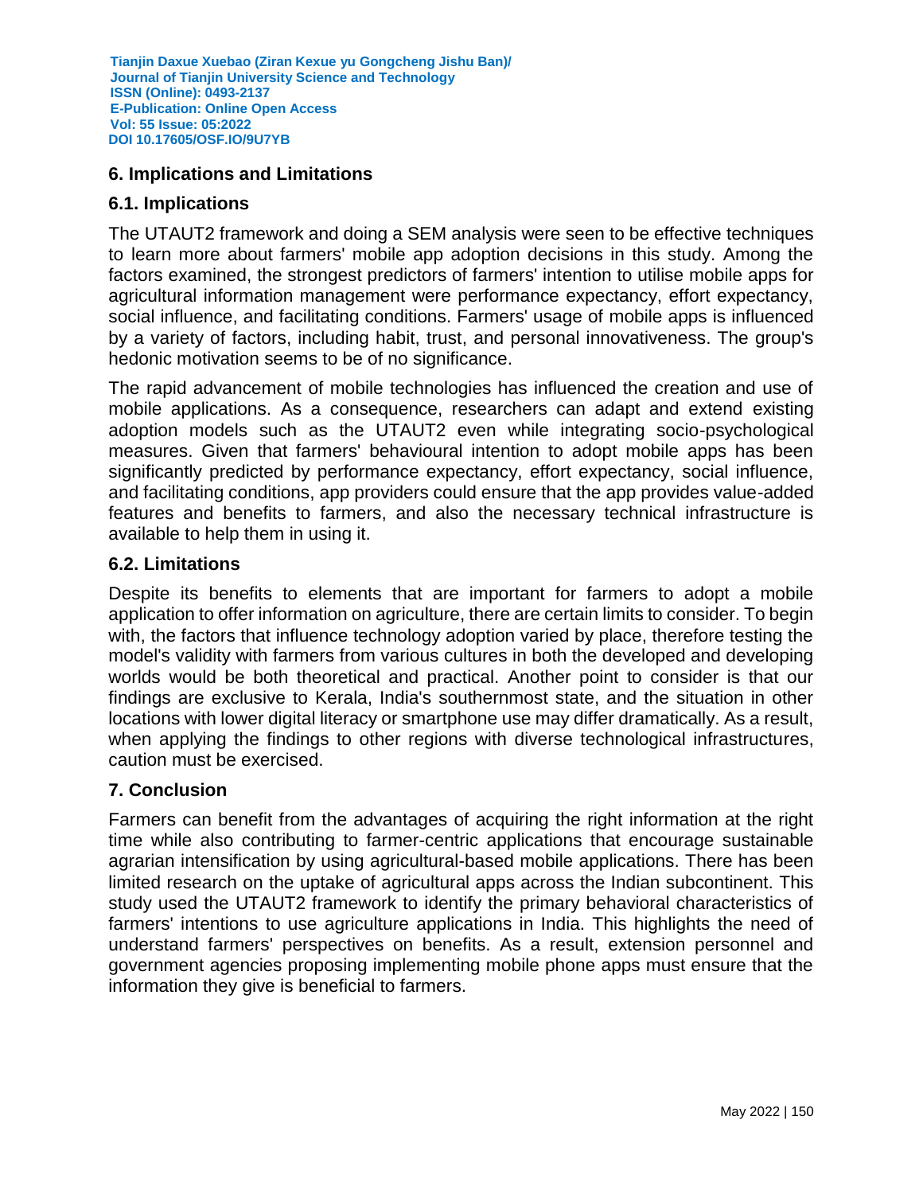## 6. Implications and Limitations

### 6.1. Implications

The UTAUT2 framework and doing a SEM analysis were seen to be effective techniques to learn more about farmers' mobile app adoption decisions in this study. Among the factors examined, the strongest predictors of farmers' intention to utilise mobile apps for agricultural information management were performance expectancy, effort expectancy, social influence, and facilitating conditions. Farmers' usage of mobile apps is influenced by a variety of factors, including habit, trust, and personal innovativeness. The group's hedonic motivation seems to be of no significance.

The rapid advancement of mobile technologies has influenced the creation and use of mobile applications. As a consequence, researchers can adapt and extend existing adoption models such as the UTAUT2 even while integrating socio-psychological measures. Given that farmers' behavioural intention to adopt mobile apps has been significantly predicted by performance expectancy, effort expectancy, social influence, and facilitating conditions, app providers could ensure that the app provides value-added features and benefits to farmers, and also the necessary technical infrastructure is available to help them in using it.

### 6.2. Limitations

Despite its benefits to elements that are important for farmers to adopt a mobile application to offer information on agriculture, there are certain limits to consider. To begin with, the factors that influence technology adoption varied by place, therefore testing the model's validity with farmers from various cultures in both the developed and developing worlds would be both theoretical and practical. Another point to consider is that our findings are exclusive to Kerala, India's southernmost state, and the situation in other locations with lower digital literacy or smartphone use may differ dramatically. As a result, when applying the findings to other regions with diverse technological infrastructures, caution must be exercised.

## 7. Conclusion

Farmers can benefit from the advantages of acquiring the right information at the right time while also contributing to farmer-centric applications that encourage sustainable agrarian intensification by using agricultural-based mobile applications. There has been limited research on the uptake of agricultural apps across the Indian subcontinent. This study used the UTAUT2 framework to identify the primary behavioral characteristics of farmers' intentions to use agriculture applications in India. This highlights the need of understand farmers' perspectives on benefits. As a result, extension personnel and government agencies proposing implementing mobile phone apps must ensure that the information they give is beneficial to farmers.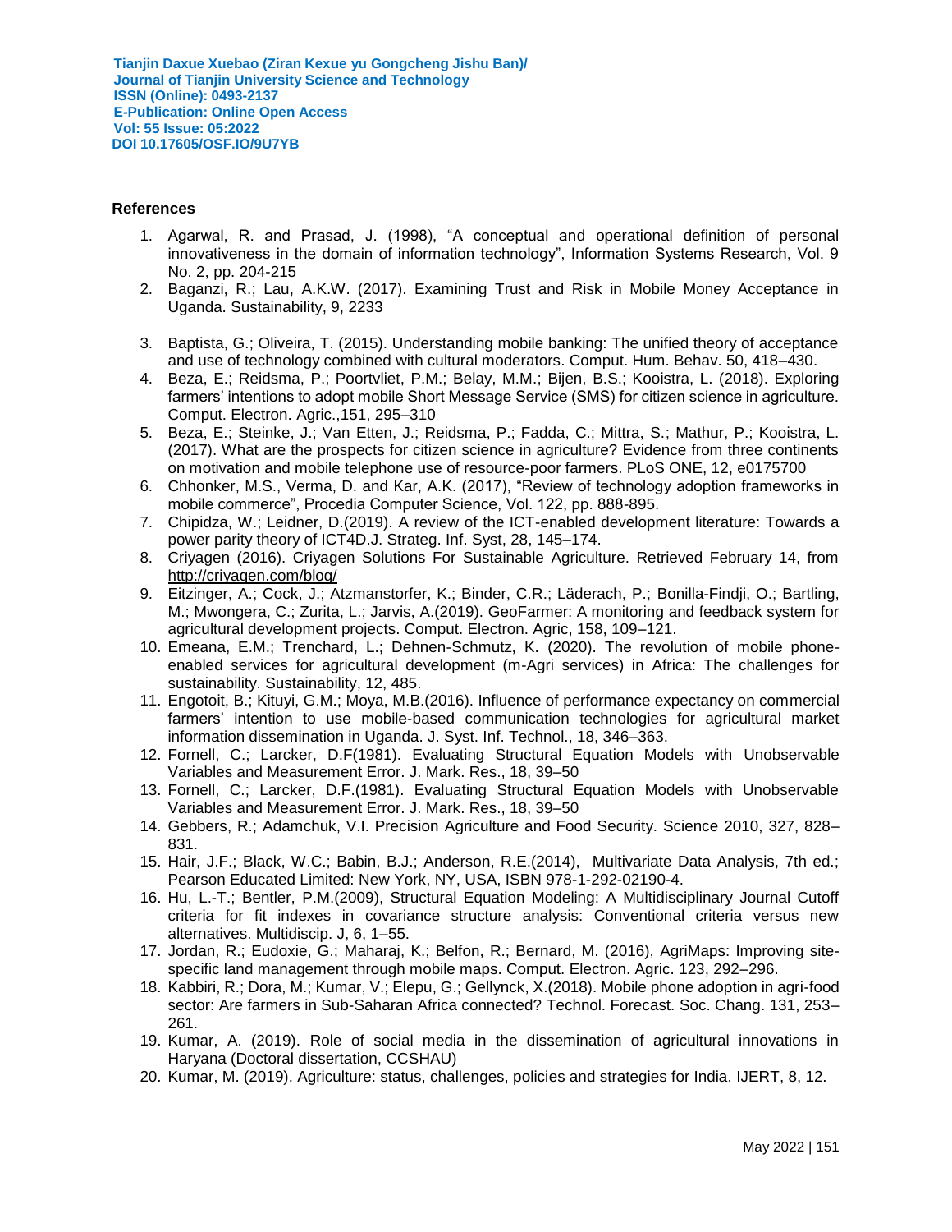**References**

1. Agarwal, R. and Prasad, J. (1998), "A conceptual and operational definition of personal innovativeness in the domain of information technology", Information Systems Research, Vol. 9 No. 2, pp. 204-215
2. Baganzi, R.; Lau, A.K.W. (2017). Examining Trust and Risk in Mobile Money Acceptance in Uganda. Sustainability, 9, 2233
3. Baptista, G.; Oliveira, T. (2015). Understanding mobile banking: The unified theory of acceptance and use of technology combined with cultural moderators. Comput. Hum. Behav. 50, 418–430.
4. Beza, E.; Reidsma, P.; Poortvliet, P.M.; Belay, M.M.; Bijen, B.S.; Kooistra, L. (2018). Exploring farmers' intentions to adopt mobile Short Message Service (SMS) for citizen science in agriculture. Comput. Electron. Agric.,151, 295–310
5. Beza, E.; Steinke, J.; Van Etten, J.; Reidsma, P.; Fadda, C.; Mittra, S.; Mathur, P.; Kooistra, L. (2017). What are the prospects for citizen science in agriculture? Evidence from three continents on motivation and mobile telephone use of resource-poor farmers. PLoS ONE, 12, e0175700
6. Chhonker, M.S., Verma, D. and Kar, A.K. (2017), "Review of technology adoption frameworks in mobile commerce", Procedia Computer Science, Vol. 122, pp. 888-895.
7. Chipidza, W.; Leidner, D.(2019). A review of the ICT-enabled development literature: Towards a power parity theory of ICT4D.J. Strateg. Inf. Syst, 28, 145–174.
8. Criyagen (2016). Criyagen Solutions For Sustainable Agriculture. Retrieved February 14, from http://criyagen.com/blog/
9. Eitzinger, A.; Cock, J.; Atzmanstorfer, K.; Binder, C.R.; Läderach, P.; Bonilla-Findji, O.; Bartling, M.; Mwongera, C.; Zurita, L.; Jarvis, A.(2019). GeoFarmer: A monitoring and feedback system for agricultural development projects. Comput. Electron. Agric, 158, 109–121.
10. Emeana, E.M.; Trenchard, L.; Dehnen-Schmutz, K. (2020). The revolution of mobile phone-enabled services for agricultural development (m-Agri services) in Africa: The challenges for sustainability. Sustainability, 12, 485.
11. Engotoit, B.; Kituyi, G.M.; Moya, M.B.(2016). Influence of performance expectancy on commercial farmers' intention to use mobile-based communication technologies for agricultural market information dissemination in Uganda. J. Syst. Inf. Technol., 18, 346–363.
12. Fornell, C.; Larcker, D.F(1981). Evaluating Structural Equation Models with Unobservable Variables and Measurement Error. J. Mark. Res., 18, 39–50
13. Fornell, C.; Larcker, D.F.(1981). Evaluating Structural Equation Models with Unobservable Variables and Measurement Error. J. Mark. Res., 18, 39–50
14. Gebbers, R.; Adamchuk, V.I. Precision Agriculture and Food Security. Science 2010, 327, 828–831.
15. Hair, J.F.; Black, W.C.; Babin, B.J.; Anderson, R.E.(2014), Multivariate Data Analysis, 7th ed.; Pearson Educated Limited: New York, NY, USA, ISBN 978-1-292-02190-4.
16. Hu, L.-T.; Bentler, P.M.(2009), Structural Equation Modeling: A Multidisciplinary Journal Cutoff criteria for fit indexes in covariance structure analysis: Conventional criteria versus new alternatives. Multidiscip. J, 6, 1–55.
17. Jordan, R.; Eudoxie, G.; Maharaj, K.; Belfon, R.; Bernard, M. (2016), AgriMaps: Improving site-specific land management through mobile maps. Comput. Electron. Agric. 123, 292–296.
18. Kabbiri, R.; Dora, M.; Kumar, V.; Elepu, G.; Gellynck, X.(2018). Mobile phone adoption in agri-food sector: Are farmers in Sub-Saharan Africa connected? Technol. Forecast. Soc. Chang. 131, 253–261.
19. Kumar, A. (2019). Role of social media in the dissemination of agricultural innovations in Haryana (Doctoral dissertation, CCSHAU)
20. Kumar, M. (2019). Agriculture: status, challenges, policies and strategies for India. IJERT, 8, 12.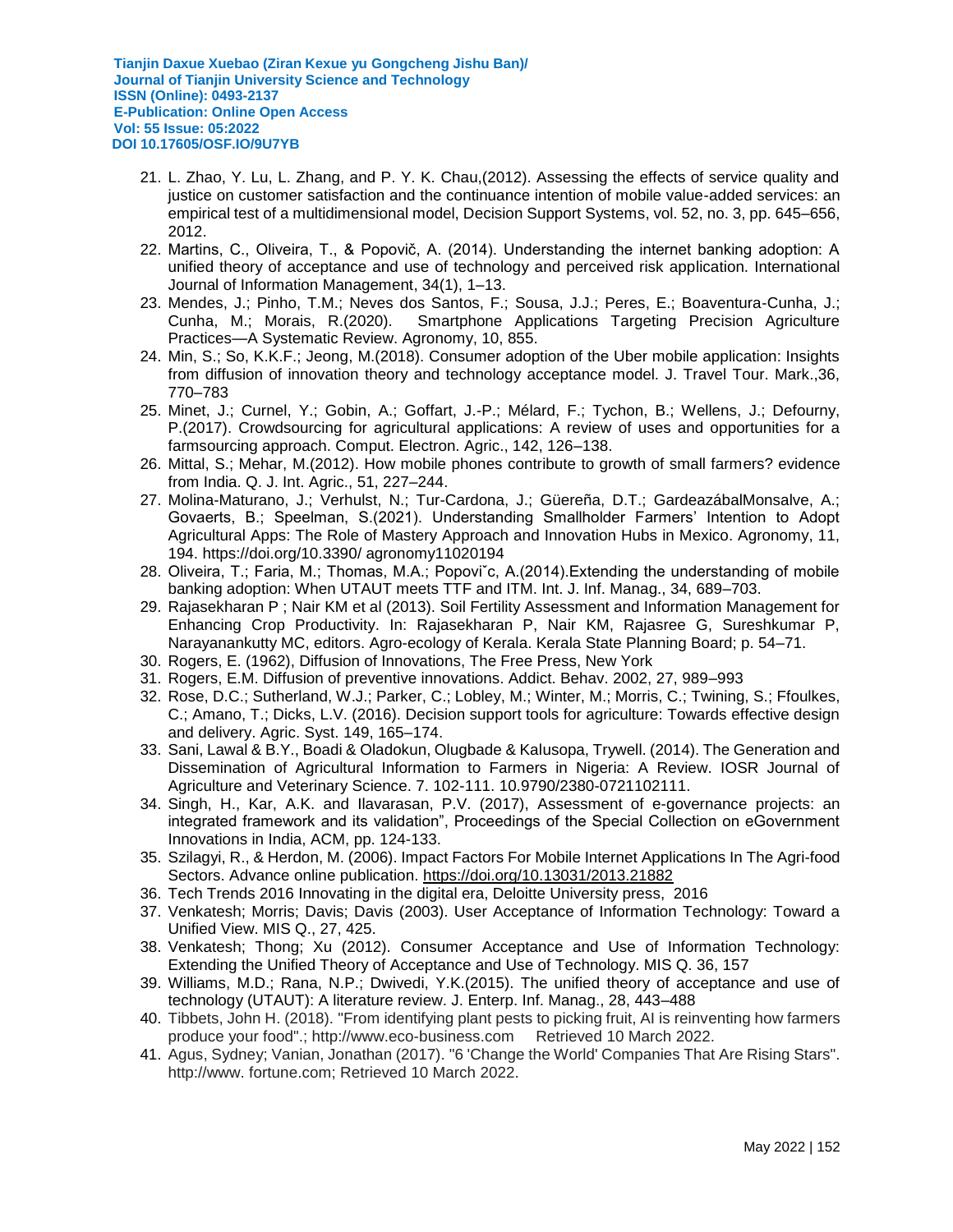21. L. Zhao, Y. Lu, L. Zhang, and P. Y. K. Chau,(2012). Assessing the effects of service quality and justice on customer satisfaction and the continuance intention of mobile value-added services: an empirical test of a multidimensional model, Decision Support Systems, vol. 52, no. 3, pp. 645–656, 2012.
22. Martins, C., Oliveira, T., & Popovič, A. (2014). Understanding the internet banking adoption: A unified theory of acceptance and use of technology and perceived risk application. International Journal of Information Management, 34(1), 1–13.
23. Mendes, J.; Pinho, T.M.; Neves dos Santos, F.; Sousa, J.J.; Peres, E.; Boaventura-Cunha, J.; Cunha, M.; Morais, R.(2020). Smartphone Applications Targeting Precision Agriculture Practices—A Systematic Review. Agronomy, 10, 855.
24. Min, S.; So, K.K.F.; Jeong, M.(2018). Consumer adoption of the Uber mobile application: Insights from diffusion of innovation theory and technology acceptance model. J. Travel Tour. Mark.,36, 770–783
25. Minet, J.; Curnel, Y.; Gobin, A.; Goffart, J.-P.; Mélard, F.; Tychon, B.; Wellens, J.; Defourny, P.(2017). Crowdsourcing for agricultural applications: A review of uses and opportunities for a farmsourcing approach. Comput. Electron. Agric., 142, 126–138.
26. Mittal, S.; Mehar, M.(2012). How mobile phones contribute to growth of small farmers? evidence from India. Q. J. Int. Agric., 51, 227–244.
27. Molina-Maturano, J.; Verhulst, N.; Tur-Cardona, J.; Güereña, D.T.; GardeazábalMonsalve, A.; Govaerts, B.; Speelman, S.(2021). Understanding Smallholder Farmers' Intention to Adopt Agricultural Apps: The Role of Mastery Approach and Innovation Hubs in Mexico. Agronomy, 11, 194. https://doi.org/10.3390/ agronomy11020194
28. Oliveira, T.; Faria, M.; Thomas, M.A.; Popoviˇc, A.(2014).Extending the understanding of mobile banking adoption: When UTAUT meets TTF and ITM. Int. J. Inf. Manag., 34, 689–703.
29. Rajasekharan P ; Nair KM et al (2013). Soil Fertility Assessment and Information Management for Enhancing Crop Productivity. In: Rajasekharan P, Nair KM, Rajasree G, Sureshkumar P, Narayanankutty MC, editors. Agro-ecology of Kerala. Kerala State Planning Board; p. 54–71.
30. Rogers, E. (1962), Diffusion of Innovations, The Free Press, New York
31. Rogers, E.M. Diffusion of preventive innovations. Addict. Behav. 2002, 27, 989–993
32. Rose, D.C.; Sutherland, W.J.; Parker, C.; Lobley, M.; Winter, M.; Morris, C.; Twining, S.; Ffoulkes, C.; Amano, T.; Dicks, L.V. (2016). Decision support tools for agriculture: Towards effective design and delivery. Agric. Syst. 149, 165–174.
33. Sani, Lawal & B.Y., Boadi & Oladokun, Olugbade & Kalusopa, Trywell. (2014). The Generation and Dissemination of Agricultural Information to Farmers in Nigeria: A Review. IOSR Journal of Agriculture and Veterinary Science. 7. 102-111. 10.9790/2380-0721102111.
34. Singh, H., Kar, A.K. and Ilavarasan, P.V. (2017), Assessment of e-governance projects: an integrated framework and its validation", Proceedings of the Special Collection on eGovernment Innovations in India, ACM, pp. 124-133.
35. Szilagyi, R., & Herdon, M. (2006). Impact Factors For Mobile Internet Applications In The Agri-food Sectors. Advance online publication. https://doi.org/10.13031/2013.21882
36. Tech Trends 2016 Innovating in the digital era, Deloitte University press, 2016
37. Venkatesh; Morris; Davis; Davis (2003). User Acceptance of Information Technology: Toward a Unified View. MIS Q., 27, 425.
38. Venkatesh; Thong; Xu (2012). Consumer Acceptance and Use of Information Technology: Extending the Unified Theory of Acceptance and Use of Technology. MIS Q. 36, 157
39. Williams, M.D.; Rana, N.P.; Dwivedi, Y.K.(2015). The unified theory of acceptance and use of technology (UTAUT): A literature review. J. Enterp. Inf. Manag., 28, 443–488
40. Tibbets, John H. (2018). "From identifying plant pests to picking fruit, AI is reinventing how farmers produce your food".; http://www.eco-business.com Retrieved 10 March 2022.
41. Agus, Sydney; Vanian, Jonathan (2017). "6 'Change the World' Companies That Are Rising Stars". http://www. fortune.com; Retrieved 10 March 2022.